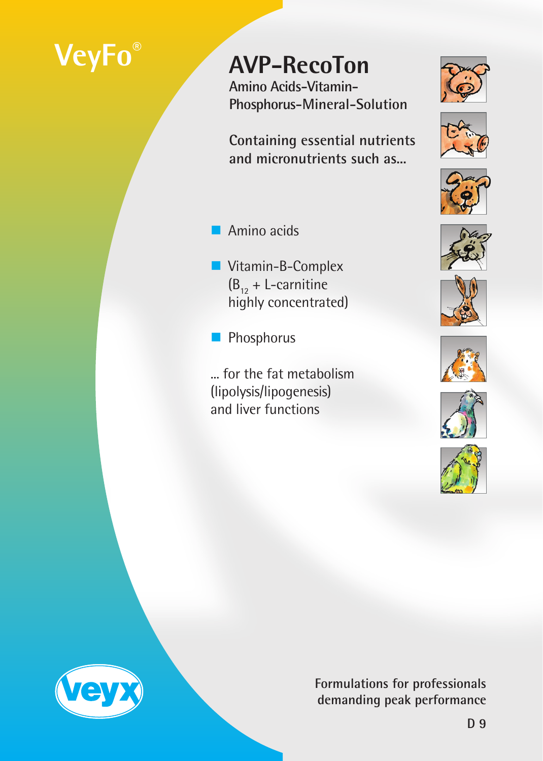VeyFo®

# AVP-RecoTon

Amino Acids-Vitamin-Phosphorus-Mineral-Solution

## Containing essential nutrients and micronutrients such as...

- Amino acids
- Vitamin-B-Complex ($B_{12}$ + L-carnitine highly concentrated)
- Phosphorus

... for the fat metabolism (lipolysis/lipogenesis) and liver functions

veyx

Formulations for professionals demanding peak performance

D 9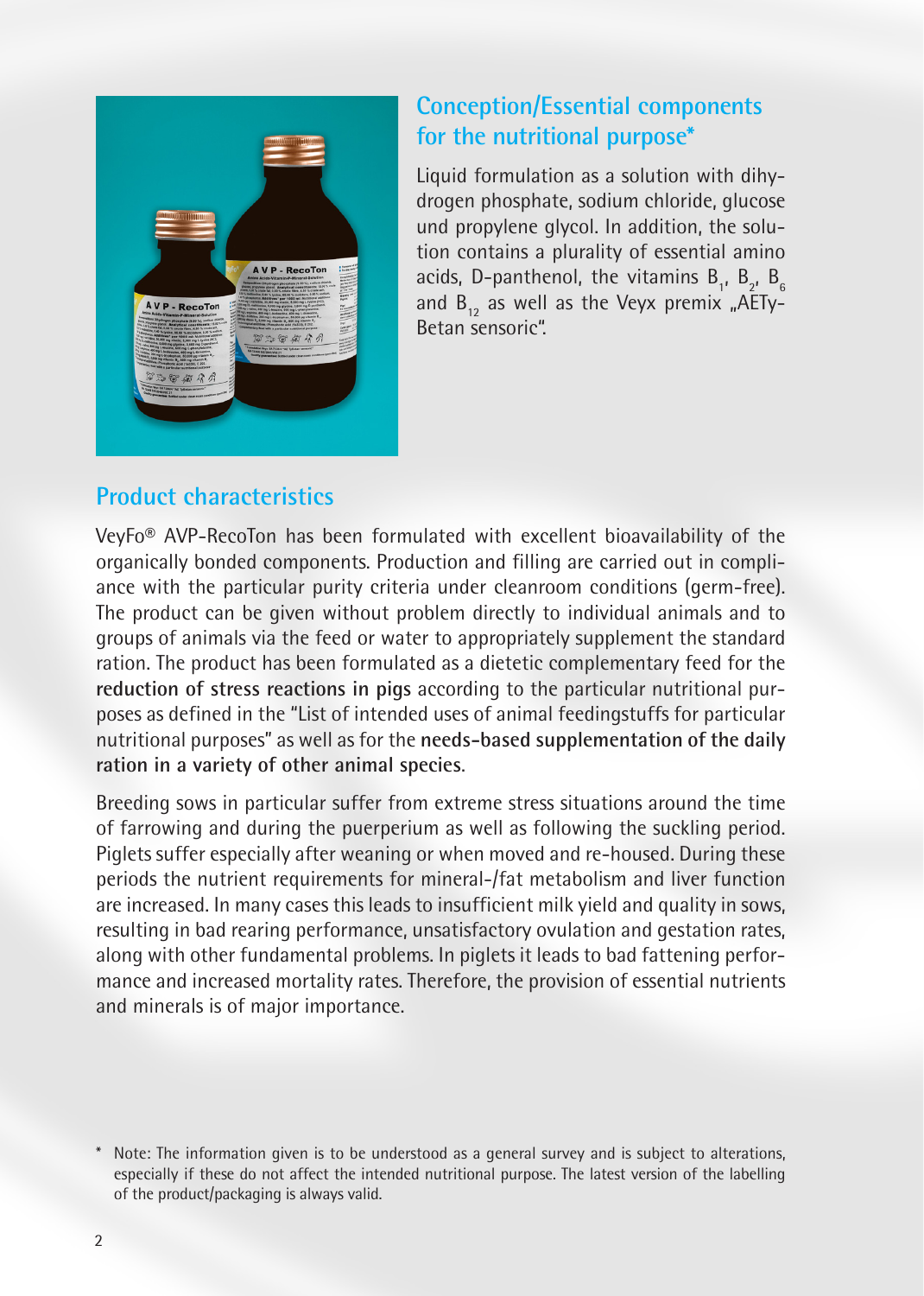## Conception/Essential components for the nutritional purpose*

Liquid formulation as a solution with dihydrogen phosphate, sodium chloride, glucose und propylene glycol. In addition, the solution contains a plurality of essential amino acids, D-panthenol, the vitamins $B_1$, $B_2$, $B_6$ and $B_{12}$ as well as the Veyx premix „AETy-Betan sensoric".

## Product characteristics

VeyFo® AVP-RecoTon has been formulated with excellent bioavailability of the organically bonded components. Production and filling are carried out in compliance with the particular purity criteria under cleanroom conditions (germ-free). The product can be given without problem directly to individual animals and to groups of animals via the feed or water to appropriately supplement the standard ration. The product has been formulated as a dietetic complementary feed for the **reduction of stress reactions in pigs** according to the particular nutritional purposes as defined in the "List of intended uses of animal feedingstuffs for particular nutritional purposes" as well as for the **needs-based supplementation of the daily ration in a variety of other animal species**.

Breeding sows in particular suffer from extreme stress situations around the time of farrowing and during the puerperium as well as following the suckling period. Piglets suffer especially after weaning or when moved and re-housed. During these periods the nutrient requirements for mineral-/fat metabolism and liver function are increased. In many cases this leads to insufficient milk yield and quality in sows, resulting in bad rearing performance, unsatisfactory ovulation and gestation rates, along with other fundamental problems. In piglets it leads to bad fattening performance and increased mortality rates. Therefore, the provision of essential nutrients and minerals is of major importance.

\* Note: The information given is to be understood as a general survey and is subject to alterations, especially if these do not affect the intended nutritional purpose. The latest version of the labelling of the product/packaging is always valid.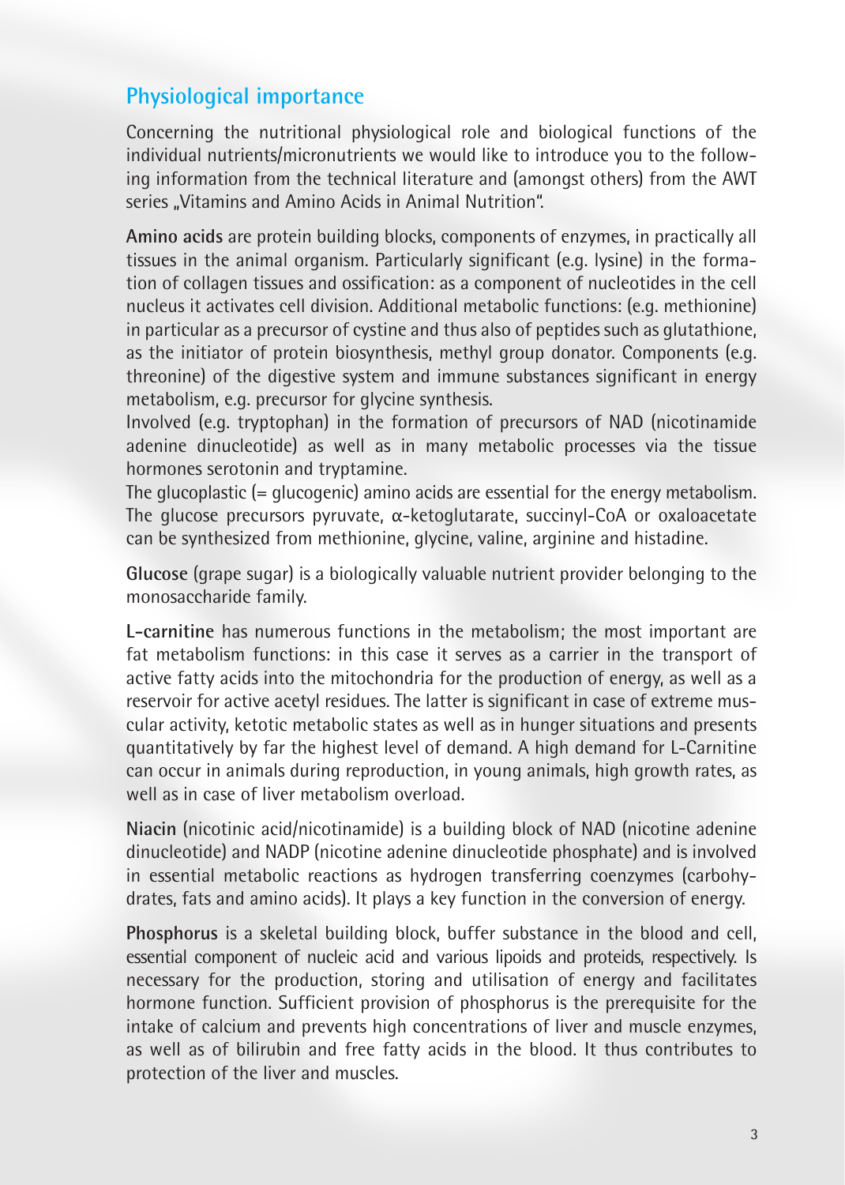## Physiological importance

Concerning the nutritional physiological role and biological functions of the individual nutrients/micronutrients we would like to introduce you to the following information from the technical literature and (amongst others) from the AWT series „Vitamins and Amino Acids in Animal Nutrition".

**Amino acids** are protein building blocks, components of enzymes, in practically all tissues in the animal organism. Particularly significant (e.g. lysine) in the formation of collagen tissues and ossification: as a component of nucleotides in the cell nucleus it activates cell division. Additional metabolic functions: (e.g. methionine) in particular as a precursor of cystine and thus also of peptides such as glutathione, as the initiator of protein biosynthesis, methyl group donator. Components (e.g. threonine) of the digestive system and immune substances significant in energy metabolism, e.g. precursor for glycine synthesis.
Involved (e.g. tryptophan) in the formation of precursors of NAD (nicotinamide adenine dinucleotide) as well as in many metabolic processes via the tissue hormones serotonin and tryptamine.
The glucoplastic (= glucogenic) amino acids are essential for the energy metabolism. The glucose precursors pyruvate, α-ketoglutarate, succinyl-CoA or oxaloacetate can be synthesized from methionine, glycine, valine, arginine and histadine.

**Glucose** (grape sugar) is a biologically valuable nutrient provider belonging to the monosaccharide family.

**L-carnitine** has numerous functions in the metabolism; the most important are fat metabolism functions: in this case it serves as a carrier in the transport of active fatty acids into the mitochondria for the production of energy, as well as a reservoir for active acetyl residues. The latter is significant in case of extreme muscular activity, ketotic metabolic states as well as in hunger situations and presents quantitatively by far the highest level of demand. A high demand for L-Carnitine can occur in animals during reproduction, in young animals, high growth rates, as well as in case of liver metabolism overload.

**Niacin** (nicotinic acid/nicotinamide) is a building block of NAD (nicotine adenine dinucleotide) and NADP (nicotine adenine dinucleotide phosphate) and is involved in essential metabolic reactions as hydrogen transferring coenzymes (carbohydrates, fats and amino acids). It plays a key function in the conversion of energy.

**Phosphorus** is a skeletal building block, buffer substance in the blood and cell, essential component of nucleic acid and various lipoids and proteids, respectively. Is necessary for the production, storing and utilisation of energy and facilitates hormone function. Sufficient provision of phosphorus is the prerequisite for the intake of calcium and prevents high concentrations of liver and muscle enzymes, as well as of bilirubin and free fatty acids in the blood. It thus contributes to protection of the liver and muscles.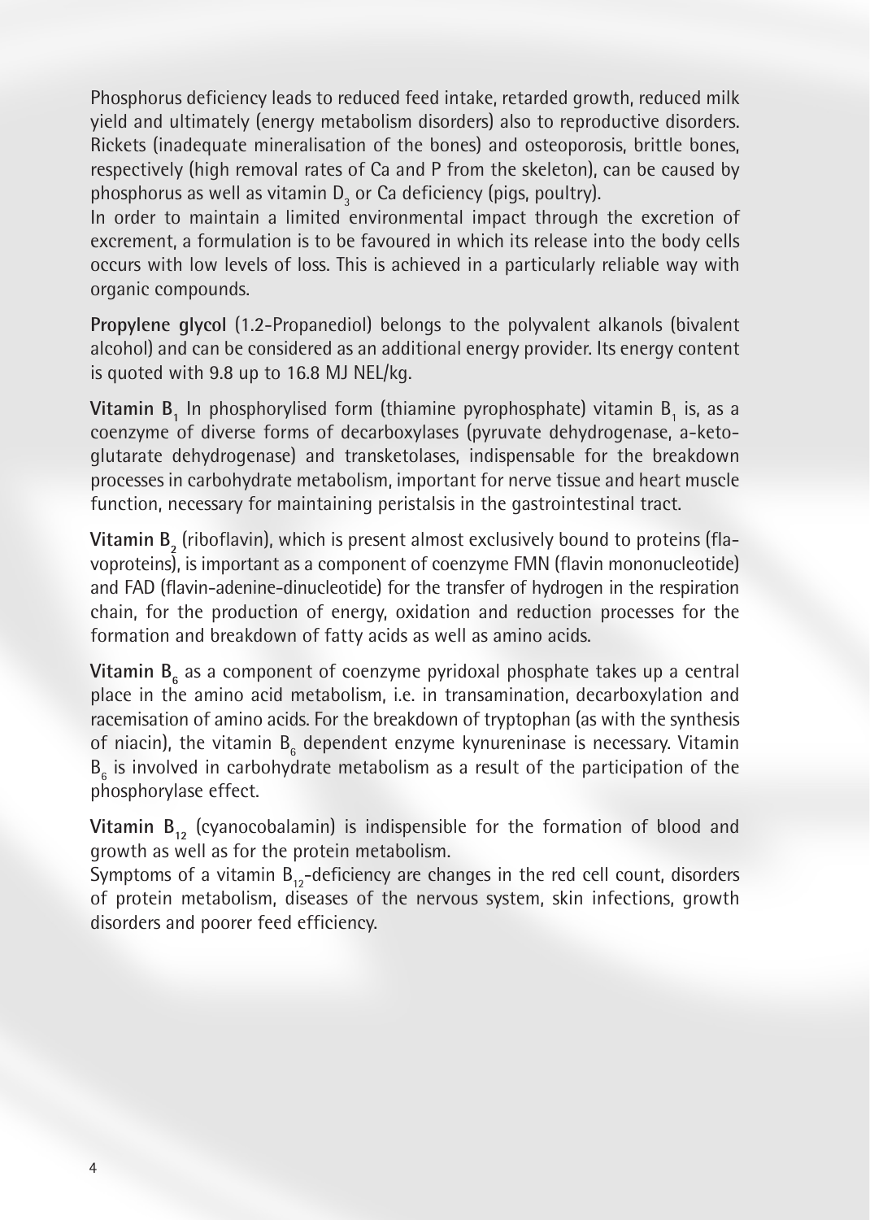Phosphorus deficiency leads to reduced feed intake, retarded growth, reduced milk yield and ultimately (energy metabolism disorders) also to reproductive disorders. Rickets (inadequate mineralisation of the bones) and osteoporosis, brittle bones, respectively (high removal rates of Ca and P from the skeleton), can be caused by phosphorus as well as vitamin $D_3$ or Ca deficiency (pigs, poultry).
In order to maintain a limited environmental impact through the excretion of excrement, a formulation is to be favoured in which its release into the body cells occurs with low levels of loss. This is achieved in a particularly reliable way with organic compounds.

**Propylene glycol** (1.2-Propanediol) belongs to the polyvalent alkanols (bivalent alcohol) and can be considered as an additional energy provider. Its energy content is quoted with 9.8 up to 16.8 MJ NEL/kg.

**Vitamin $B_1$** In phosphorylised form (thiamine pyrophosphate) vitamin $B_1$ is, as a coenzyme of diverse forms of decarboxylases (pyruvate dehydrogenase, a-keto-glutarate dehydrogenase) and transketolases, indispensable for the breakdown processes in carbohydrate metabolism, important for nerve tissue and heart muscle function, necessary for maintaining peristalsis in the gastrointestinal tract.

**Vitamin $B_2$** (riboflavin), which is present almost exclusively bound to proteins (flavoproteins), is important as a component of coenzyme FMN (flavin mononucleotide) and FAD (flavin-adenine-dinucleotide) for the transfer of hydrogen in the respiration chain, for the production of energy, oxidation and reduction processes for the formation and breakdown of fatty acids as well as amino acids.

**Vitamin $B_6$** as a component of coenzyme pyridoxal phosphate takes up a central place in the amino acid metabolism, i.e. in transamination, decarboxylation and racemisation of amino acids. For the breakdown of tryptophan (as with the synthesis of niacin), the vitamin $B_6$ dependent enzyme kynureninase is necessary. Vitamin $B_6$ is involved in carbohydrate metabolism as a result of the participation of the phosphorylase effect.

**Vitamin $B_{12}$** (cyanocobalamin) is indispensible for the formation of blood and growth as well as for the protein metabolism.
Symptoms of a vitamin $B_{12}$-deficiency are changes in the red cell count, disorders of protein metabolism, diseases of the nervous system, skin infections, growth disorders and poorer feed efficiency.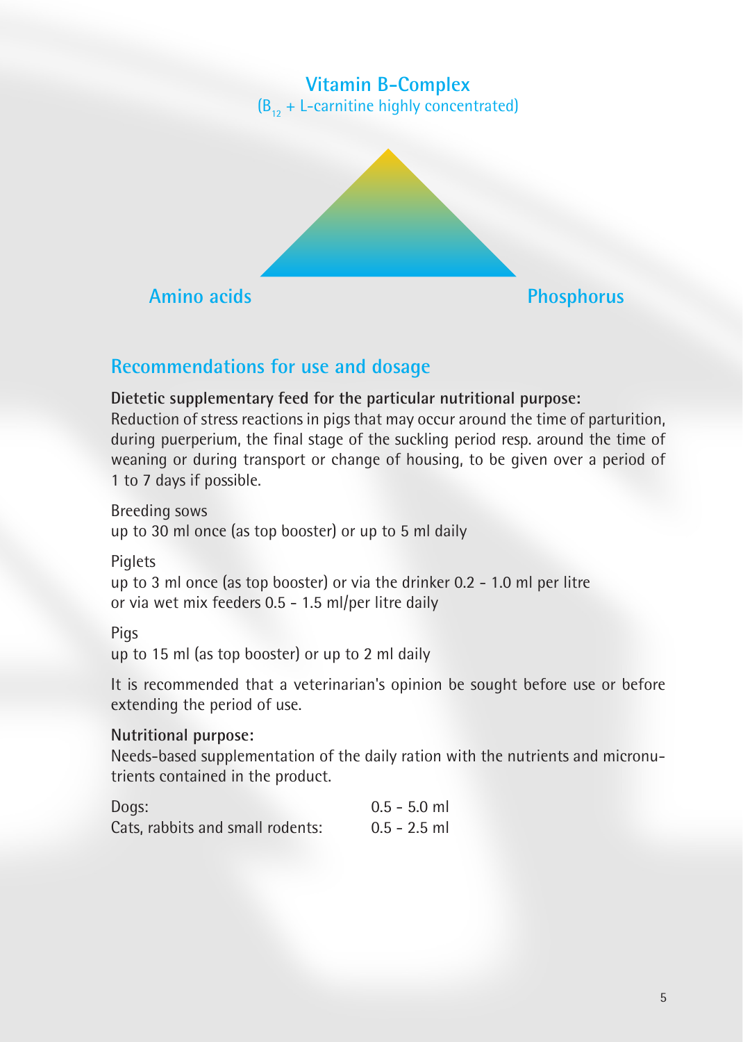**Vitamin B-Complex**
($B_{12}$ + L-carnitine highly concentrated)

**Amino acids** **Phosphorus**

## Recommendations for use and dosage

**Dietetic supplementary feed for the particular nutritional purpose:**
Reduction of stress reactions in pigs that may occur around the time of parturition, during puerperium, the final stage of the suckling period resp. around the time of weaning or during transport or change of housing, to be given over a period of 1 to 7 days if possible.

Breeding sows
up to 30 ml once (as top booster) or up to 5 ml daily

Piglets
up to 3 ml once (as top booster) or via the drinker 0.2 - 1.0 ml per litre
or via wet mix feeders 0.5 - 1.5 ml/per litre daily

Pigs
up to 15 ml (as top booster) or up to 2 ml daily

It is recommended that a veterinarian's opinion be sought before use or before extending the period of use.

**Nutritional purpose:**
Needs-based supplementation of the daily ration with the nutrients and micronutrients contained in the product.

| | |
|---|---|
| Dogs: | 0.5 - 5.0 ml |
| Cats, rabbits and small rodents: | 0.5 - 2.5 ml |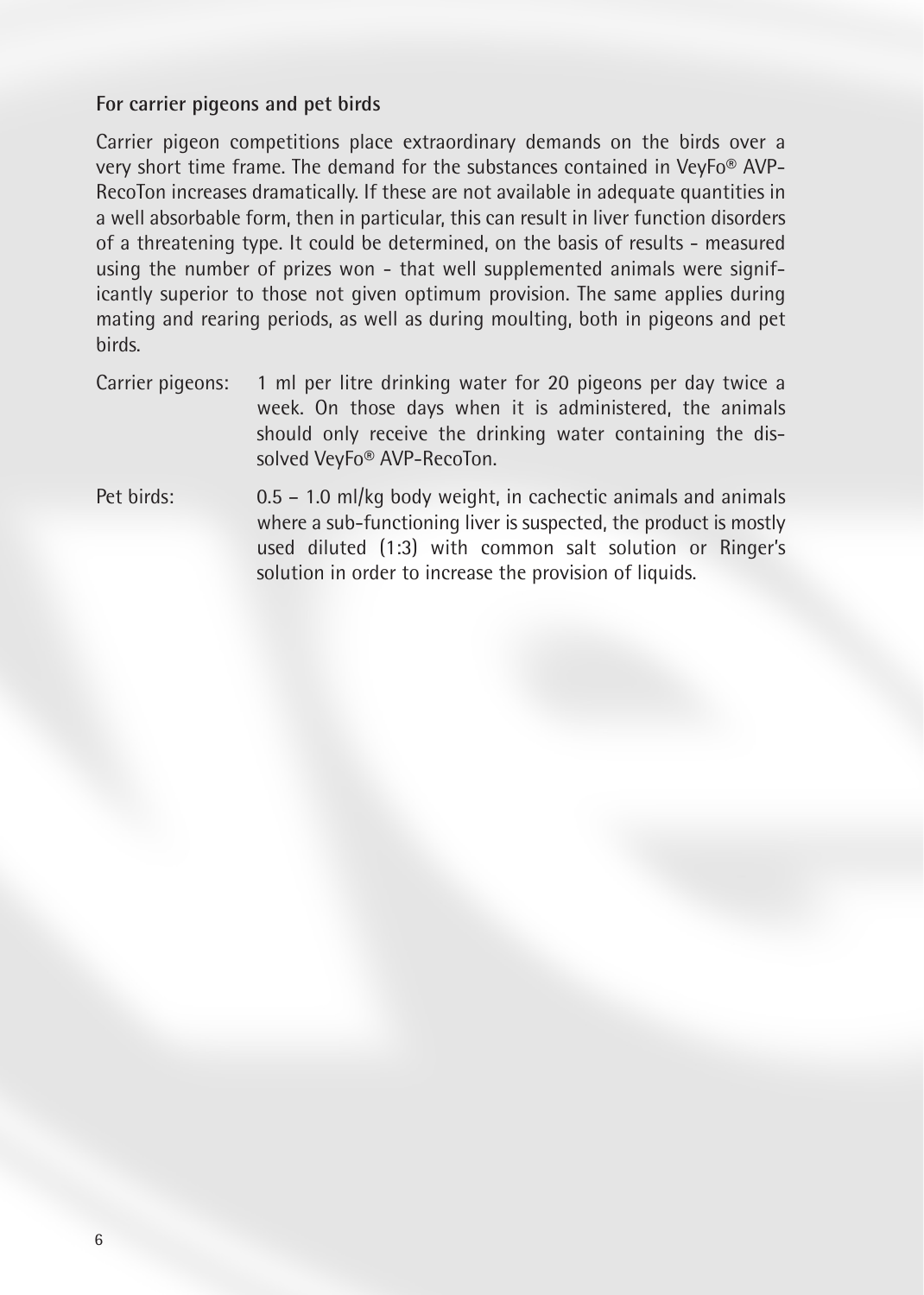**For carrier pigeons and pet birds**

Carrier pigeon competitions place extraordinary demands on the birds over a very short time frame. The demand for the substances contained in VeyFo® AVP-RecoTon increases dramatically. If these are not available in adequate quantities in a well absorbable form, then in particular, this can result in liver function disorders of a threatening type. It could be determined, on the basis of results - measured using the number of prizes won - that well supplemented animals were significantly superior to those not given optimum provision. The same applies during mating and rearing periods, as well as during moulting, both in pigeons and pet birds.

Carrier pigeons: 1 ml per litre drinking water for 20 pigeons per day twice a week. On those days when it is administered, the animals should only receive the drinking water containing the dissolved VeyFo® AVP-RecoTon.

Pet birds: 0.5 – 1.0 ml/kg body weight, in cachectic animals and animals where a sub-functioning liver is suspected, the product is mostly used diluted (1:3) with common salt solution or Ringer's solution in order to increase the provision of liquids.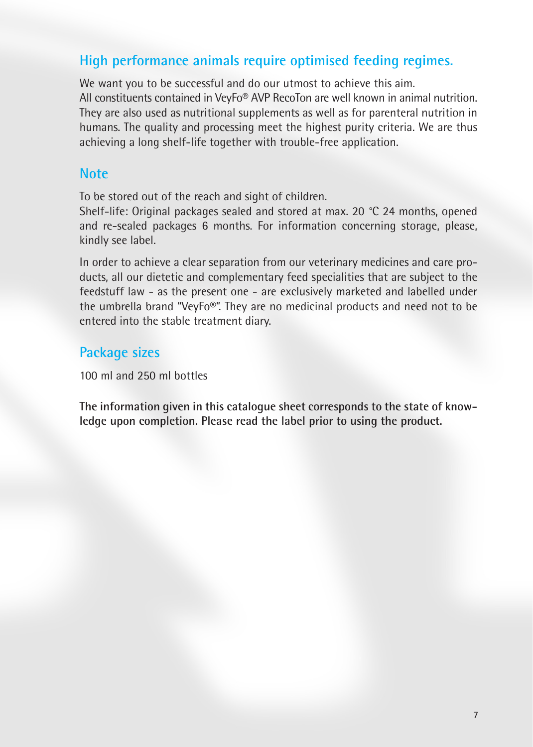## High performance animals require optimised feeding regimes.

We want you to be successful and do our utmost to achieve this aim.
All constituents contained in VeyFo® AVP RecoTon are well known in animal nutrition. They are also used as nutritional supplements as well as for parenteral nutrition in humans. The quality and processing meet the highest purity criteria. We are thus achieving a long shelf-life together with trouble-free application.

## Note

To be stored out of the reach and sight of children.
Shelf-life: Original packages sealed and stored at max. 20 °C 24 months, opened and re-sealed packages 6 months. For information concerning storage, please, kindly see label.

In order to achieve a clear separation from our veterinary medicines and care products, all our dietetic and complementary feed specialities that are subject to the feedstuff law - as the present one - are exclusively marketed and labelled under the umbrella brand "VeyFo®". They are no medicinal products and need not to be entered into the stable treatment diary.

## Package sizes

100 ml and 250 ml bottles

**The information given in this catalogue sheet corresponds to the state of knowledge upon completion. Please read the label prior to using the product.**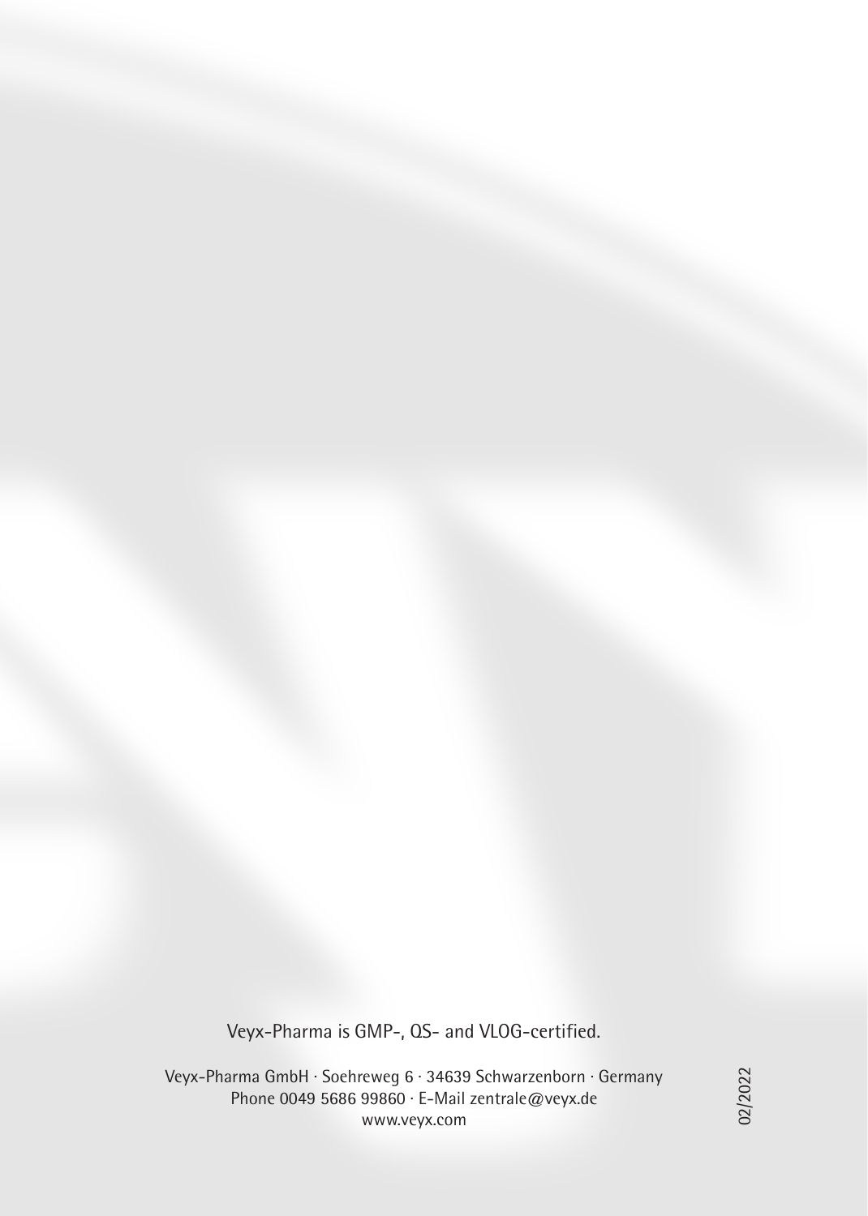Veyx-Pharma is GMP-, QS- and VLOG-certified.

Veyx-Pharma GmbH · Soehreweg 6 · 34639 Schwarzenborn · Germany
Phone 0049 5686 99860 · E-Mail zentrale@veyx.de
www.veyx.com

02/2022